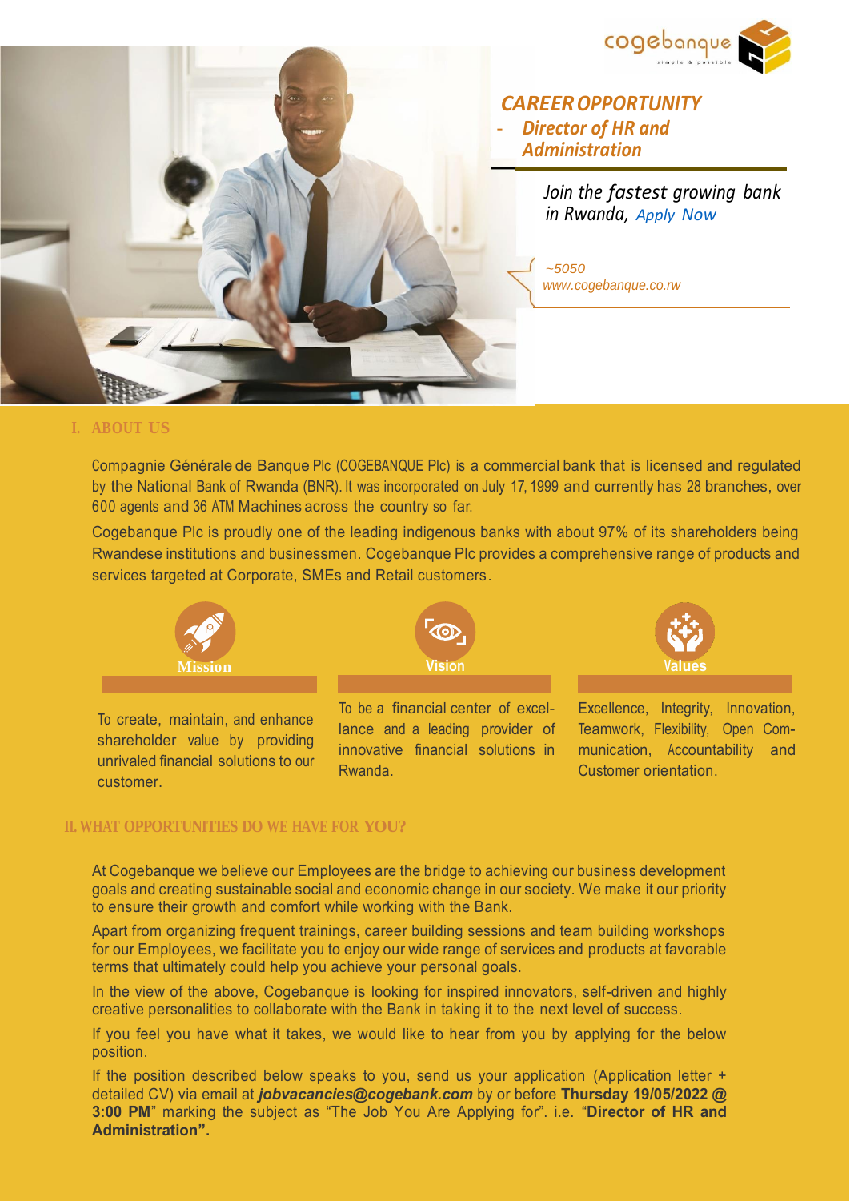cogebanque
simple & possible

## *CAREER OPPORTUNITY*
### *- Director of HR and Administration*

*Join the fastest growing bank in Rwanda, Apply Now*

*~5050*
*www.cogebanque.co.rw*

## I. ABOUT US

Compagnie Générale de Banque Plc (COGEBANQUE Plc) is a commercial bank that is licensed and regulated by the National Bank of Rwanda (BNR). It was incorporated on July 17, 1999 and currently has 28 branches, over 600 agents and 36 ATM Machines across the country so far.

Cogebanque Plc is proudly one of the leading indigenous banks with about 97% of its shareholders being Rwandese institutions and businessmen. Cogebanque Plc provides a comprehensive range of products and services targeted at Corporate, SMEs and Retail customers.

**Mission**

To create, maintain, and enhance shareholder value by providing unrivaled financial solutions to our customer.

**Vision**

To be a financial center of excellance and a leading provider of innovative financial solutions in Rwanda.

**Values**

Excellence, Integrity, Innovation, Teamwork, Flexibility, Open Communication, Accountability and Customer orientation.

## II. WHAT OPPORTUNITIES DO WE HAVE FOR YOU?

At Cogebanque we believe our Employees are the bridge to achieving our business development goals and creating sustainable social and economic change in our society. We make it our priority to ensure their growth and comfort while working with the Bank.

Apart from organizing frequent trainings, career building sessions and team building workshops for our Employees, we facilitate you to enjoy our wide range of services and products at favorable terms that ultimately could help you achieve your personal goals.

In the view of the above, Cogebanque is looking for inspired innovators, self-driven and highly creative personalities to collaborate with the Bank in taking it to the next level of success.

If you feel you have what it takes, we would like to hear from you by applying for the below position.

If the position described below speaks to you, send us your application (Application letter + detailed CV) via email at ***jobvacancies@cogebank.com*** by or before **Thursday 19/05/2022 @ 3:00 PM**" marking the subject as "The Job You Are Applying for". i.e. "**Director of HR and Administration".**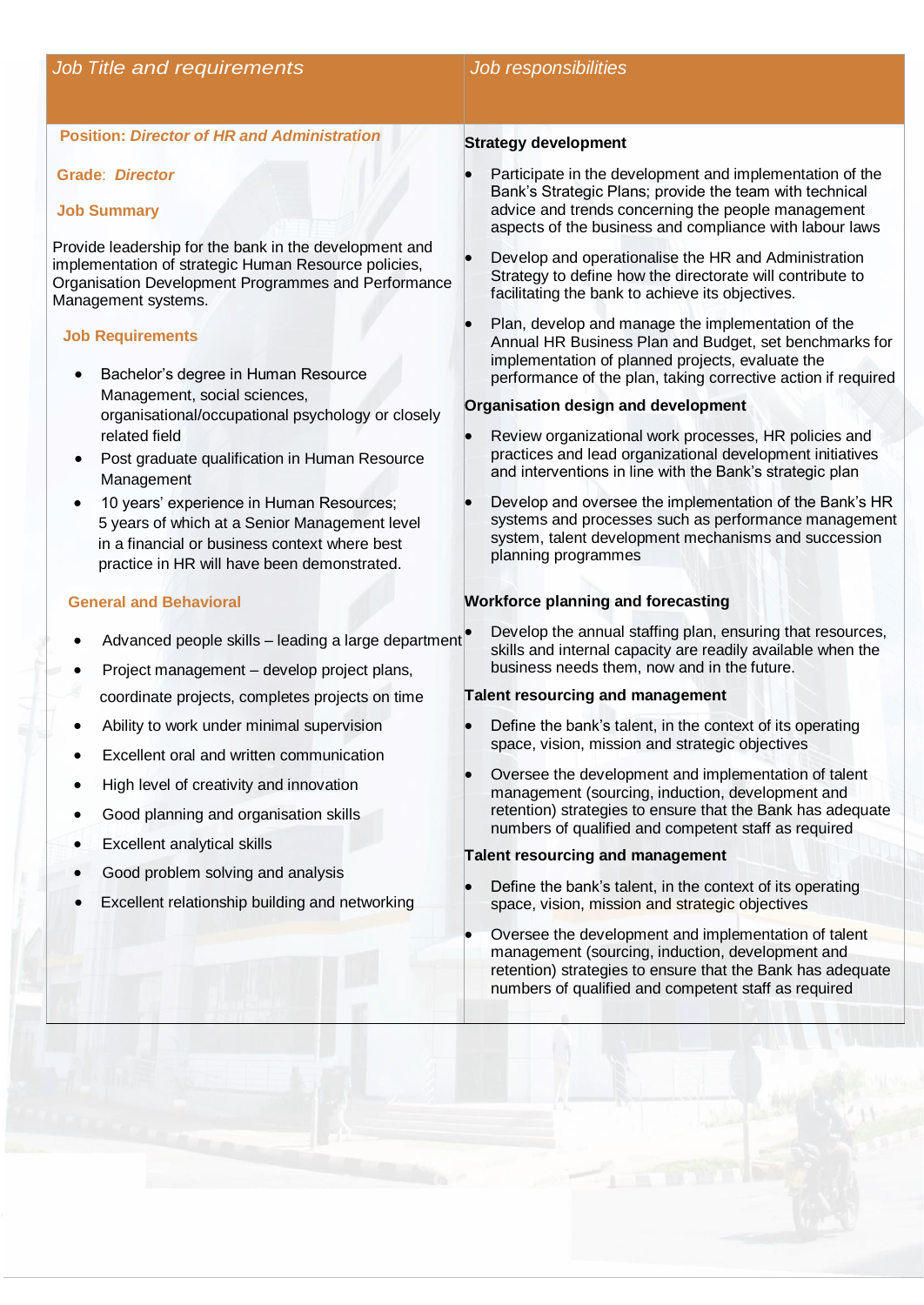| *Job Title and requirements* | *Job responsibilities* |
| --- | --- |
| **Position:** ***Director of HR and Administration***<br><br>**Grade**: ***Director***<br><br>**Job Summary**<br><br>Provide leadership for the bank in the development and implementation of strategic Human Resource policies, Organisation Development Programmes and Performance Management systems.<br><br>**Job Requirements**<br><br>• Bachelor's degree in Human Resource Management, social sciences, organisational/occupational psychology or closely related field<br>• Post graduate qualification in Human Resource Management<br>• 10 years' experience in Human Resources; 5 years of which at a Senior Management level in a financial or business context where best practice in HR will have been demonstrated.<br><br>**General and Behavioral**<br><br>• Advanced people skills – leading a large department<br>• Project management – develop project plans, coordinate projects, completes projects on time<br>• Ability to work under minimal supervision<br>• Excellent oral and written communication<br>• High level of creativity and innovation<br>• Good planning and organisation skills<br>• Excellent analytical skills<br>• Good problem solving and analysis<br>• Excellent relationship building and networking | **Strategy development**<br><br>• Participate in the development and implementation of the Bank's Strategic Plans; provide the team with technical advice and trends concerning the people management aspects of the business and compliance with labour laws<br>• Develop and operationalise the HR and Administration Strategy to define how the directorate will contribute to facilitating the bank to achieve its objectives.<br>• Plan, develop and manage the implementation of the Annual HR Business Plan and Budget, set benchmarks for implementation of planned projects, evaluate the performance of the plan, taking corrective action if required<br><br>**Organisation design and development**<br><br>• Review organizational work processes, HR policies and practices and lead organizational development initiatives and interventions in line with the Bank's strategic plan<br>• Develop and oversee the implementation of the Bank's HR systems and processes such as performance management system, talent development mechanisms and succession planning programmes<br><br>**Workforce planning and forecasting**<br><br>• Develop the annual staffing plan, ensuring that resources, skills and internal capacity are readily available when the business needs them, now and in the future.<br><br>**Talent resourcing and management**<br><br>• Define the bank's talent, in the context of its operating space, vision, mission and strategic objectives<br>• Oversee the development and implementation of talent management (sourcing, induction, development and retention) strategies to ensure that the Bank has adequate numbers of qualified and competent staff as required<br><br>**Talent resourcing and management**<br><br>• Define the bank's talent, in the context of its operating space, vision, mission and strategic objectives<br>• Oversee the development and implementation of talent management (sourcing, induction, development and retention) strategies to ensure that the Bank has adequate numbers of qualified and competent staff as required |